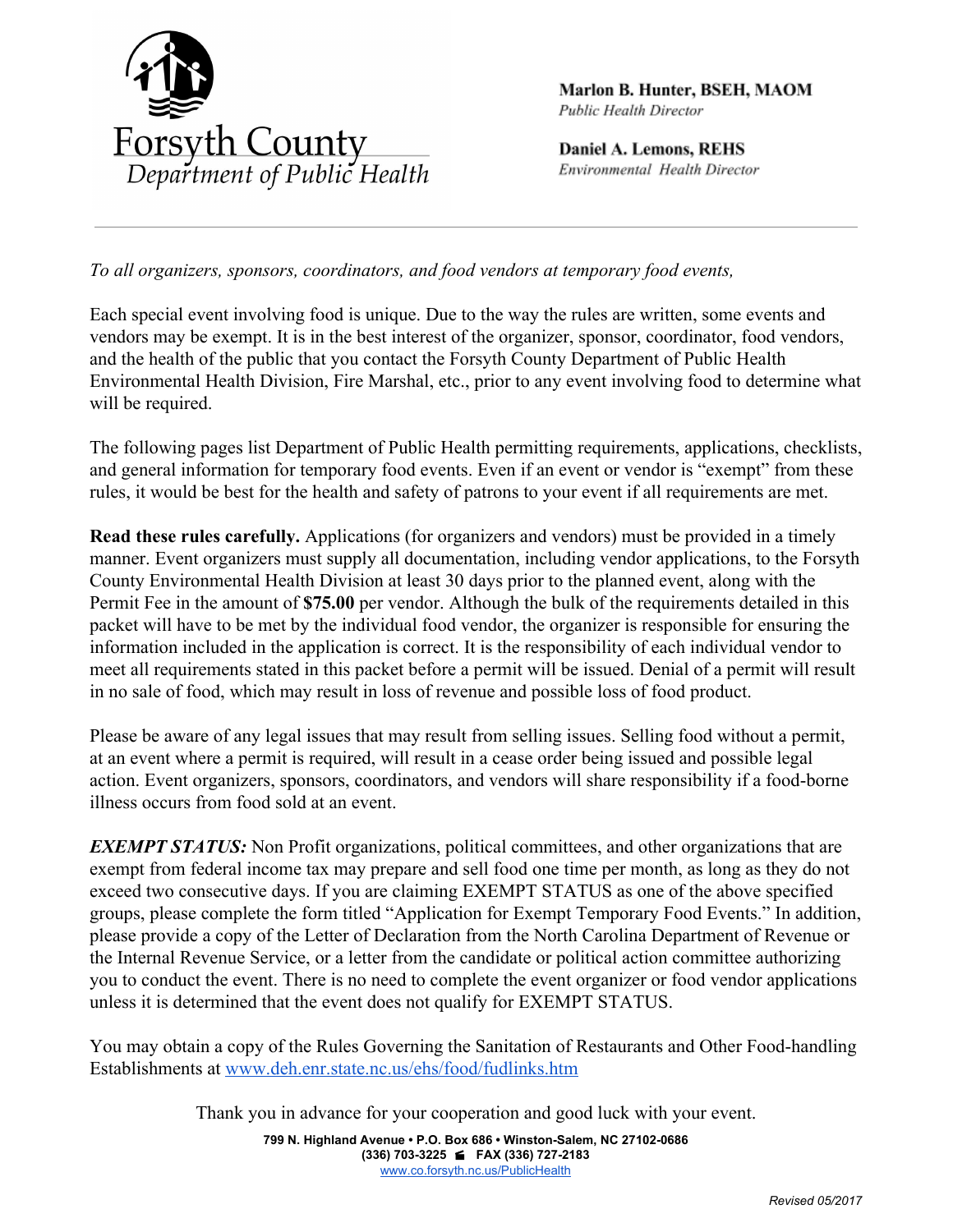# Forsyth County Department of Public Health

**Marlon B. Hunter, BSEH, MAOM**
*Public Health Director*

**Daniel A. Lemons, REHS**
*Environmental Health Director*

---

*To all organizers, sponsors, coordinators, and food vendors at temporary food events,*

Each special event involving food is unique. Due to the way the rules are written, some events and vendors may be exempt. It is in the best interest of the organizer, sponsor, coordinator, food vendors, and the health of the public that you contact the Forsyth County Department of Public Health Environmental Health Division, Fire Marshal, etc., prior to any event involving food to determine what will be required.

The following pages list Department of Public Health permitting requirements, applications, checklists, and general information for temporary food events. Even if an event or vendor is "exempt" from these rules, it would be best for the health and safety of patrons to your event if all requirements are met.

**Read these rules carefully.** Applications (for organizers and vendors) must be provided in a timely manner. Event organizers must supply all documentation, including vendor applications, to the Forsyth County Environmental Health Division at least 30 days prior to the planned event, along with the Permit Fee in the amount of **$75.00** per vendor. Although the bulk of the requirements detailed in this packet will have to be met by the individual food vendor, the organizer is responsible for ensuring the information included in the application is correct. It is the responsibility of each individual vendor to meet all requirements stated in this packet before a permit will be issued. Denial of a permit will result in no sale of food, which may result in loss of revenue and possible loss of food product.

Please be aware of any legal issues that may result from selling issues. Selling food without a permit, at an event where a permit is required, will result in a cease order being issued and possible legal action. Event organizers, sponsors, coordinators, and vendors will share responsibility if a food-borne illness occurs from food sold at an event.

***EXEMPT STATUS:*** Non Profit organizations, political committees, and other organizations that are exempt from federal income tax may prepare and sell food one time per month, as long as they do not exceed two consecutive days. If you are claiming EXEMPT STATUS as one of the above specified groups, please complete the form titled "Application for Exempt Temporary Food Events." In addition, please provide a copy of the Letter of Declaration from the North Carolina Department of Revenue or the Internal Revenue Service, or a letter from the candidate or political action committee authorizing you to conduct the event. There is no need to complete the event organizer or food vendor applications unless it is determined that the event does not qualify for EXEMPT STATUS.

You may obtain a copy of the Rules Governing the Sanitation of Restaurants and Other Food-handling Establishments at www.deh.enr.state.nc.us/ehs/food/fudlinks.htm

Thank you in advance for your cooperation and good luck with your event.

**799 N. Highland Avenue • P.O. Box 686 • Winston-Salem, NC 27102-0686**
**(336) 703-3225 FAX (336) 727-2183**
www.co.forsyth.nc.us/PublicHealth

*Revised 05/2017*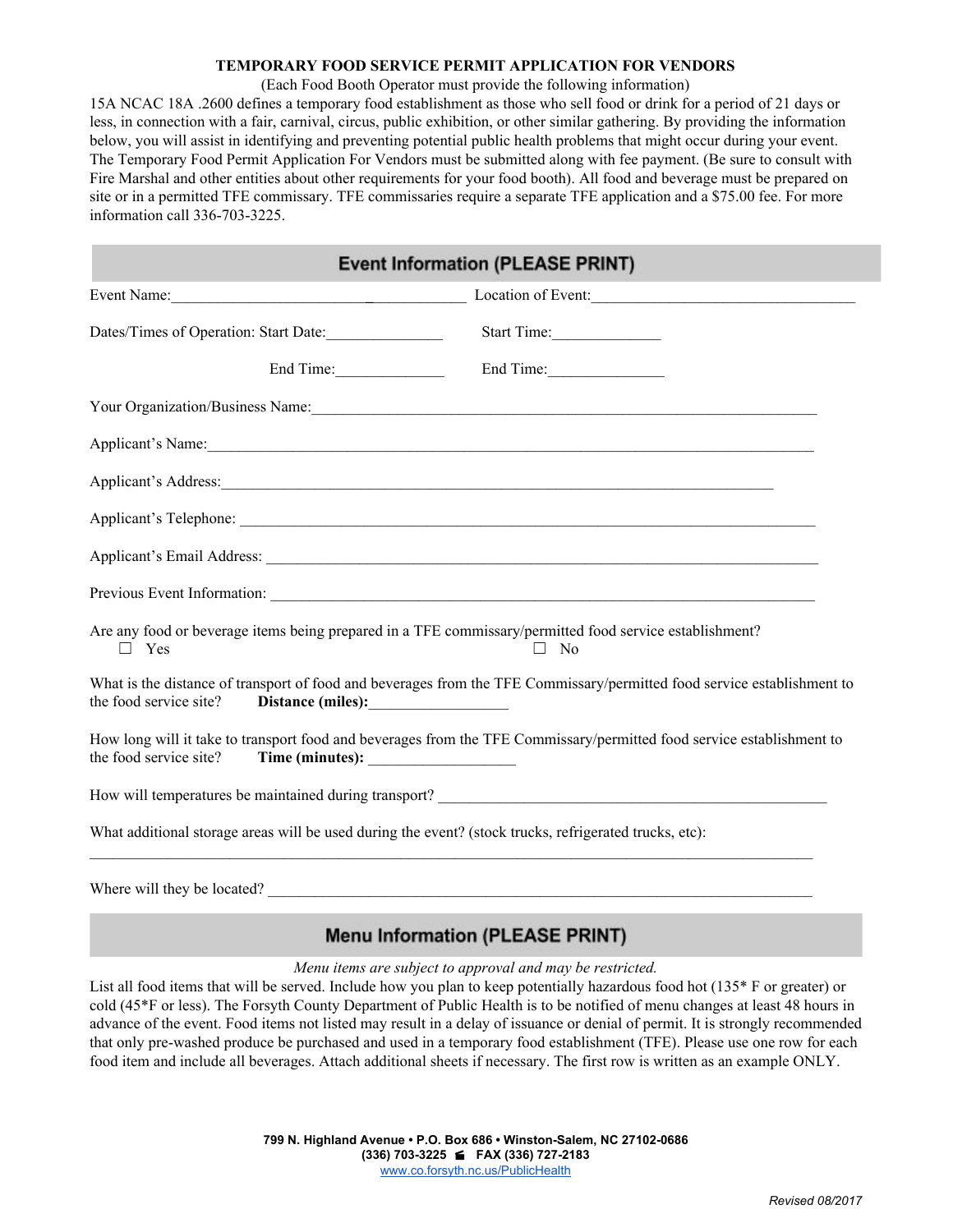**TEMPORARY FOOD SERVICE PERMIT APPLICATION FOR VENDORS**

(Each Food Booth Operator must provide the following information)

15A NCAC 18A .2600 defines a temporary food establishment as those who sell food or drink for a period of 21 days or less, in connection with a fair, carnival, circus, public exhibition, or other similar gathering. By providing the information below, you will assist in identifying and preventing potential public health problems that might occur during your event. The Temporary Food Permit Application For Vendors must be submitted along with fee payment. (Be sure to consult with Fire Marshal and other entities about other requirements for your food booth). All food and beverage must be prepared on site or in a permitted TFE commissary. TFE commissaries require a separate TFE application and a $75.00 fee. For more information call 336-703-3225.

## Event Information (PLEASE PRINT)

Event Name:_________________________ Location of Event:_________________________

Dates/Times of Operation: Start Date:______________ Start Time:______________

End Time:______________ End Time:______________

Your Organization/Business Name:_________________________________________

Applicant's Name:_________________________________________

Applicant's Address:_________________________________________

Applicant's Telephone: _________________________________________

Applicant's Email Address: _________________________________________

Previous Event Information: _________________________________________

Are any food or beverage items being prepared in a TFE commissary/permitted food service establishment?

☐ Yes ☐ No

What is the distance of transport of food and beverages from the TFE Commissary/permitted food service establishment to the food service site? **Distance (miles):**__________________

How long will it take to transport food and beverages from the TFE Commissary/permitted food service establishment to the food service site? **Time (minutes):** ___________________

How will temperatures be maintained during transport? _________________________________________

What additional storage areas will be used during the event? (stock trucks, refrigerated trucks, etc):

_________________________________________

Where will they be located? _________________________________________

## Menu Information (PLEASE PRINT)

*Menu items are subject to approval and may be restricted.*

List all food items that will be served. Include how you plan to keep potentially hazardous food hot (135* F or greater) or cold (45*F or less). The Forsyth County Department of Public Health is to be notified of menu changes at least 48 hours in advance of the event. Food items not listed may result in a delay of issuance or denial of permit. It is strongly recommended that only pre-washed produce be purchased and used in a temporary food establishment (TFE). Please use one row for each food item and include all beverages. Attach additional sheets if necessary. The first row is written as an example ONLY.

**799 N. Highland Avenue • P.O. Box 686 • Winston-Salem, NC 27102-0686**
**(336) 703-3225 FAX (336) 727-2183**
www.co.forsyth.nc.us/PublicHealth

*Revised 08/2017*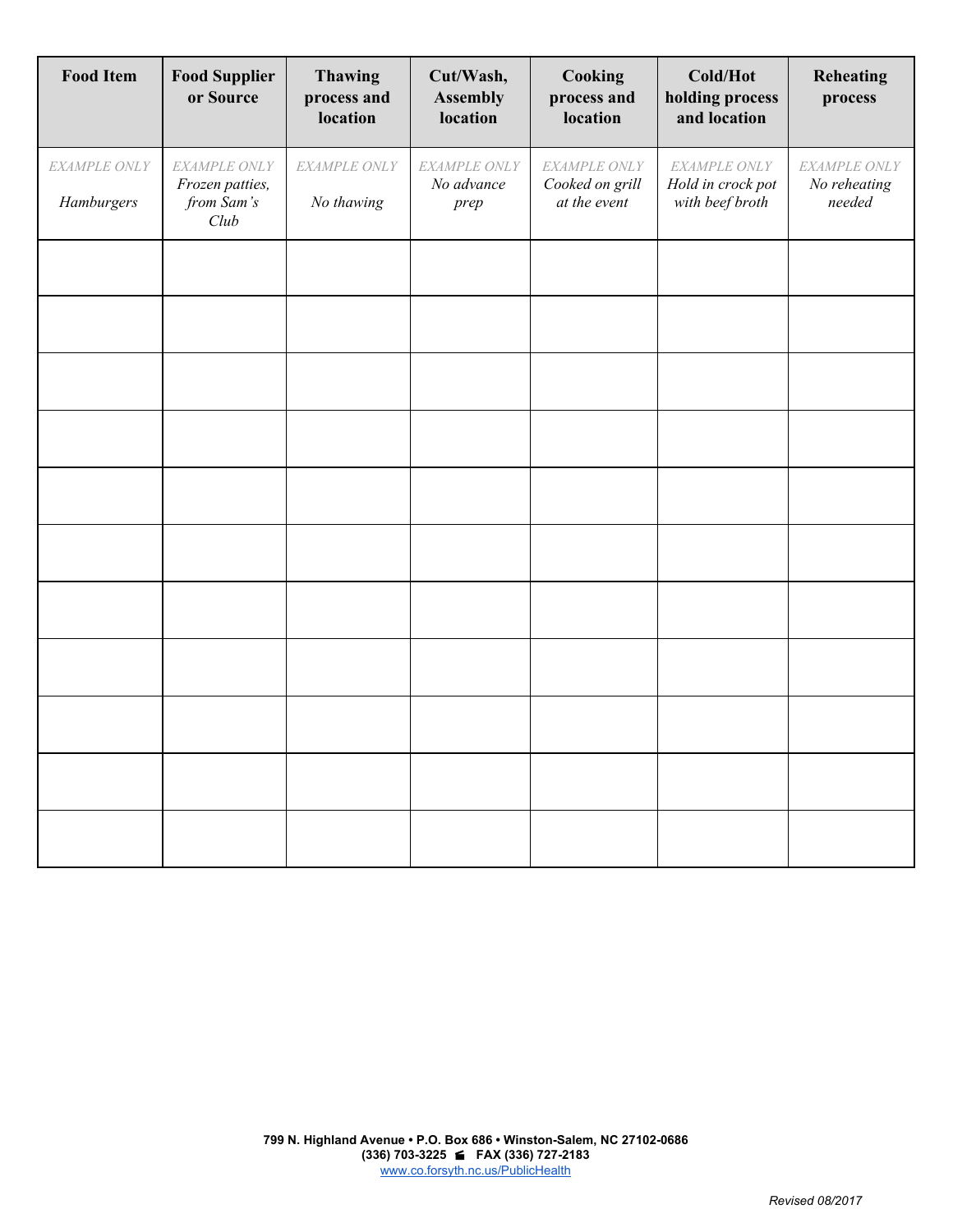| Food Item | Food Supplier or Source | Thawing process and location | Cut/Wash, Assembly location | Cooking process and location | Cold/Hot holding process and location | Reheating process |
|---|---|---|---|---|---|---|
| *EXAMPLE ONLY* *Hamburgers* | *EXAMPLE ONLY* *Frozen patties, from Sam's Club* | *EXAMPLE ONLY* *No thawing* | *EXAMPLE ONLY* *No advance prep* | *EXAMPLE ONLY* *Cooked on grill at the event* | *EXAMPLE ONLY* *Hold in crock pot with beef broth* | *EXAMPLE ONLY* *No reheating needed* |
| | | | | | | |
| | | | | | | |
| | | | | | | |
| | | | | | | |
| | | | | | | |
| | | | | | | |
| | | | | | | |
| | | | | | | |
| | | | | | | |
| | | | | | | |
| | | | | | | |

799 N. Highland Avenue • P.O. Box 686 • Winston-Salem, NC 27102-0686
(336) 703-3225 FAX (336) 727-2183
www.co.forsyth.nc.us/PublicHealth

*Revised 08/2017*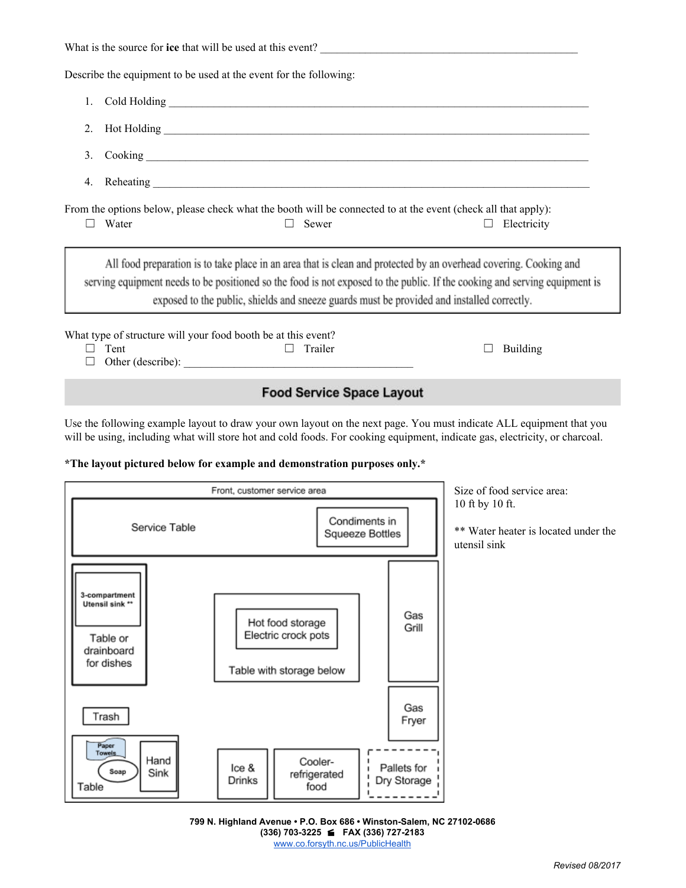What is the source for **ice** that will be used at this event? ______________________________________________

Describe the equipment to be used at the event for the following:

1. Cold Holding ______________________________________________________________________________
2. Hot Holding _______________________________________________________________________________
3. Cooking __________________________________________________________________________________
4. Reheating ________________________________________________________________________________

From the options below, please check what the booth will be connected to at the event (check all that apply):

☐ Water ☐ Sewer ☐ Electricity

> All food preparation is to take place in an area that is clean and protected by an overhead covering. Cooking and serving equipment needs to be positioned so the food is not exposed to the public. If the cooking and serving equipment is exposed to the public, shields and sneeze guards must be provided and installed correctly.

What type of structure will your food booth be at this event?

☐ Tent ☐ Trailer ☐ Building

☐ Other (describe): ________________________________________

## Food Service Space Layout

Use the following example layout to draw your own layout on the next page. You must indicate ALL equipment that you will be using, including what will store hot and cold foods. For cooking equipment, indicate gas, electricity, or charcoal.

***The layout pictured below for example and demonstration purposes only.***

Front, customer service area

Service Table

Condiments in Squeeze Bottles

3-compartment Utensil sink **

Table or drainboard for dishes

Hot food storage Electric crock pots

Table with storage below

Gas Grill

Gas Fryer

Trash

Paper Towels

Soap

Table

Hand Sink

Ice & Drinks

Cooler-refrigerated food

Pallets for Dry Storage

Size of food service area:
10 ft by 10 ft.

** Water heater is located under the utensil sink

799 N. Highland Avenue • P.O. Box 686 • Winston-Salem, NC 27102-0686
(336) 703-3225 FAX (336) 727-2183
www.co.forsyth.nc.us/PublicHealth

*Revised 08/2017*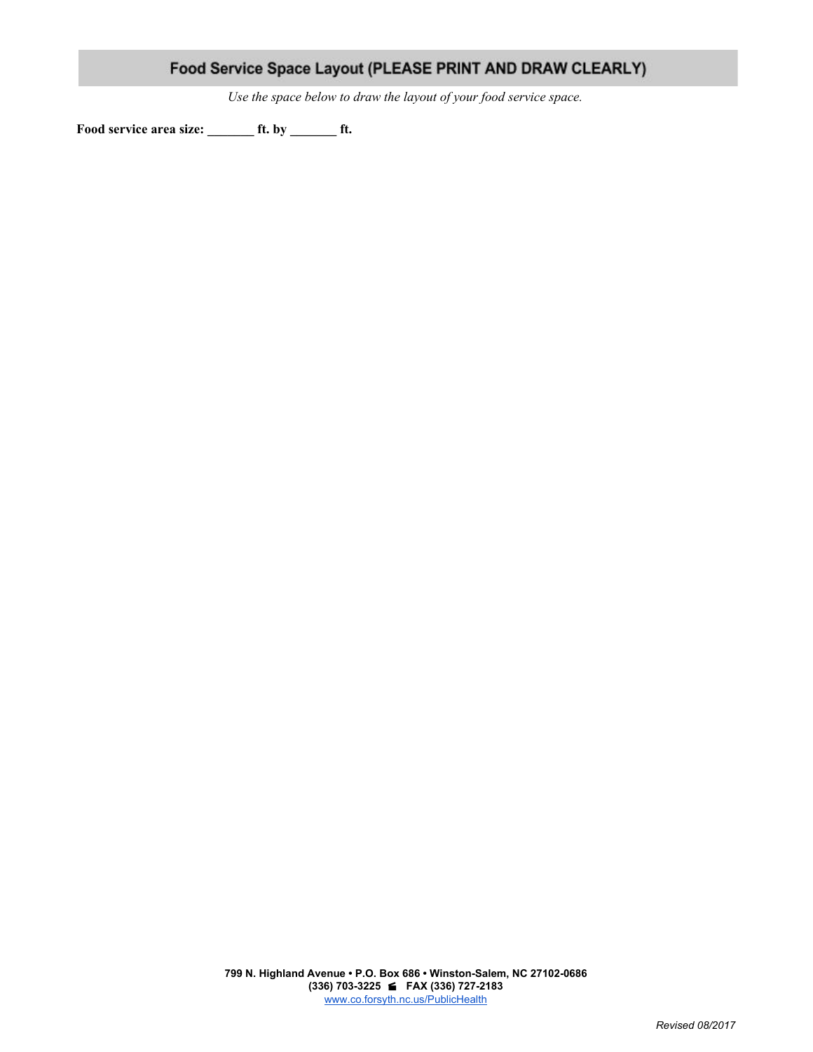## Food Service Space Layout (PLEASE PRINT AND DRAW CLEARLY)

*Use the space below to draw the layout of your food service space.*

**Food service area size: _______ ft. by _______ ft.**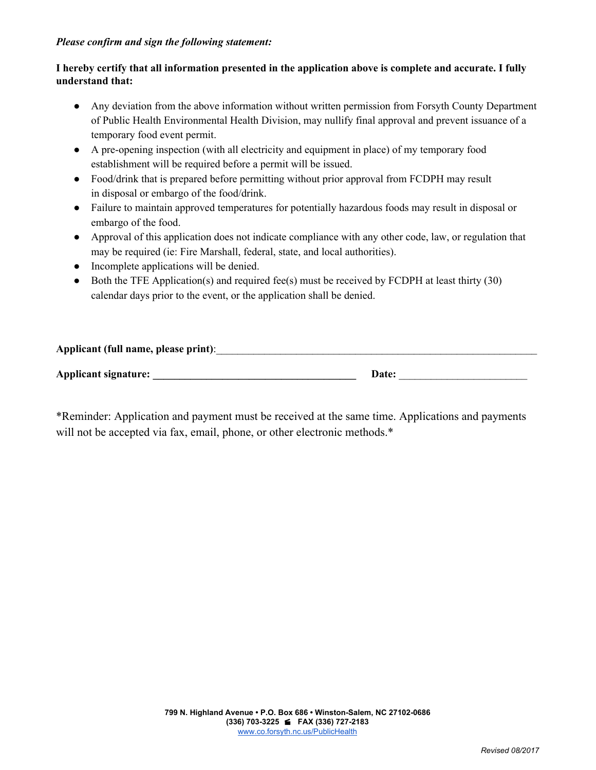***Please confirm and sign the following statement:***

**I hereby certify that all information presented in the application above is complete and accurate. I fully understand that:**

- Any deviation from the above information without written permission from Forsyth County Department of Public Health Environmental Health Division, may nullify final approval and prevent issuance of a temporary food event permit.
- A pre-opening inspection (with all electricity and equipment in place) of my temporary food establishment will be required before a permit will be issued.
- Food/drink that is prepared before permitting without prior approval from FCDPH may result in disposal or embargo of the food/drink.
- Failure to maintain approved temperatures for potentially hazardous foods may result in disposal or embargo of the food.
- Approval of this application does not indicate compliance with any other code, law, or regulation that may be required (ie: Fire Marshall, federal, state, and local authorities).
- Incomplete applications will be denied.
- Both the TFE Application(s) and required fee(s) must be received by FCDPH at least thirty (30) calendar days prior to the event, or the application shall be denied.

**Applicant (full name, please print)**:_______________________________________________________________

**Applicant signature: ______________________________________** **Date:** ________________________

*Reminder: Application and payment must be received at the same time. Applications and payments will not be accepted via fax, email, phone, or other electronic methods.*

**799 N. Highland Avenue • P.O. Box 686 • Winston-Salem, NC 27102-0686**
**(336) 703-3225 FAX (336) 727-2183**
www.co.forsyth.nc.us/PublicHealth

*Revised 08/2017*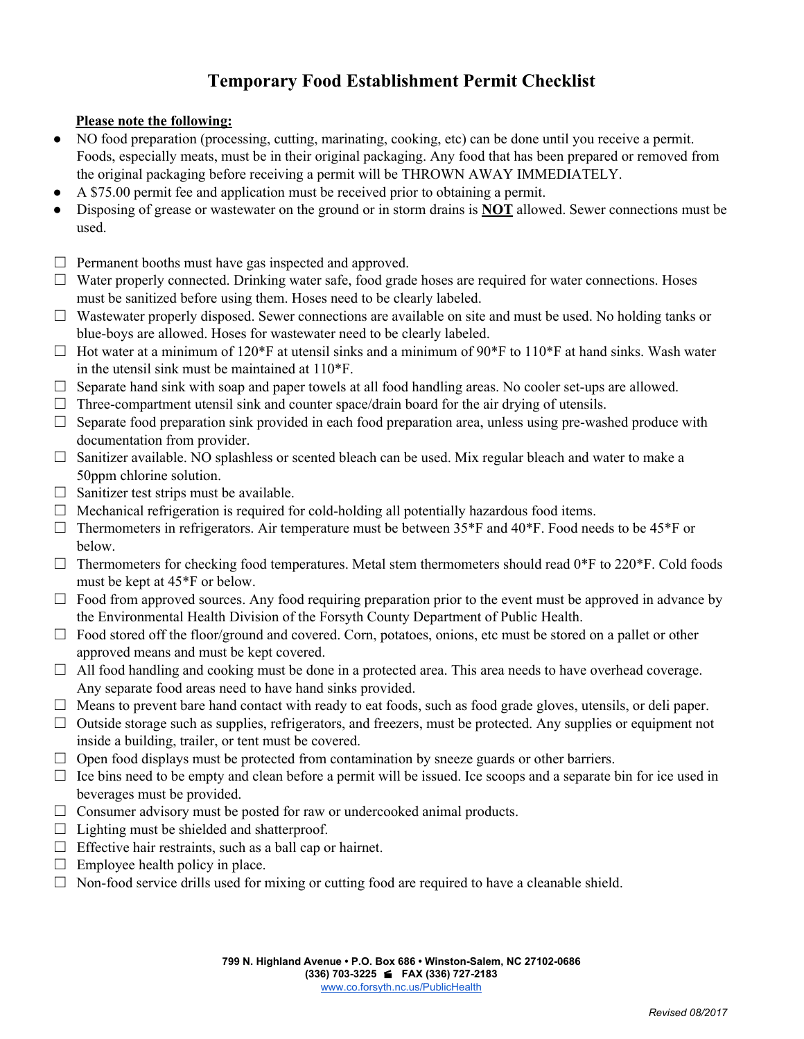# Temporary Food Establishment Permit Checklist

**Please note the following:**

- NO food preparation (processing, cutting, marinating, cooking, etc) can be done until you receive a permit. Foods, especially meats, must be in their original packaging. Any food that has been prepared or removed from the original packaging before receiving a permit will be THROWN AWAY IMMEDIATELY.
- A $75.00 permit fee and application must be received prior to obtaining a permit.
- Disposing of grease or wastewater on the ground or in storm drains is **NOT** allowed. Sewer connections must be used.

- ☐ Permanent booths must have gas inspected and approved.
- ☐ Water properly connected. Drinking water safe, food grade hoses are required for water connections. Hoses must be sanitized before using them. Hoses need to be clearly labeled.
- ☐ Wastewater properly disposed. Sewer connections are available on site and must be used. No holding tanks or blue-boys are allowed. Hoses for wastewater need to be clearly labeled.
- ☐ Hot water at a minimum of 120*F at utensil sinks and a minimum of 90*F to 110*F at hand sinks. Wash water in the utensil sink must be maintained at 110*F.
- ☐ Separate hand sink with soap and paper towels at all food handling areas. No cooler set-ups are allowed.
- ☐ Three-compartment utensil sink and counter space/drain board for the air drying of utensils.
- ☐ Separate food preparation sink provided in each food preparation area, unless using pre-washed produce with documentation from provider.
- ☐ Sanitizer available. NO splashless or scented bleach can be used. Mix regular bleach and water to make a 50ppm chlorine solution.
- ☐ Sanitizer test strips must be available.
- ☐ Mechanical refrigeration is required for cold-holding all potentially hazardous food items.
- ☐ Thermometers in refrigerators. Air temperature must be between 35*F and 40*F. Food needs to be 45*F or below.
- ☐ Thermometers for checking food temperatures. Metal stem thermometers should read 0*F to 220*F. Cold foods must be kept at 45*F or below.
- ☐ Food from approved sources. Any food requiring preparation prior to the event must be approved in advance by the Environmental Health Division of the Forsyth County Department of Public Health.
- ☐ Food stored off the floor/ground and covered. Corn, potatoes, onions, etc must be stored on a pallet or other approved means and must be kept covered.
- ☐ All food handling and cooking must be done in a protected area. This area needs to have overhead coverage. Any separate food areas need to have hand sinks provided.
- ☐ Means to prevent bare hand contact with ready to eat foods, such as food grade gloves, utensils, or deli paper.
- ☐ Outside storage such as supplies, refrigerators, and freezers, must be protected. Any supplies or equipment not inside a building, trailer, or tent must be covered.
- ☐ Open food displays must be protected from contamination by sneeze guards or other barriers.
- ☐ Ice bins need to be empty and clean before a permit will be issued. Ice scoops and a separate bin for ice used in beverages must be provided.
- ☐ Consumer advisory must be posted for raw or undercooked animal products.
- ☐ Lighting must be shielded and shatterproof.
- ☐ Effective hair restraints, such as a ball cap or hairnet.
- ☐ Employee health policy in place.
- ☐ Non-food service drills used for mixing or cutting food are required to have a cleanable shield.

**799 N. Highland Avenue • P.O. Box 686 • Winston-Salem, NC 27102-0686**
**(336) 703-3225 FAX (336) 727-2183**
www.co.forsyth.nc.us/PublicHealth

*Revised 08/2017*